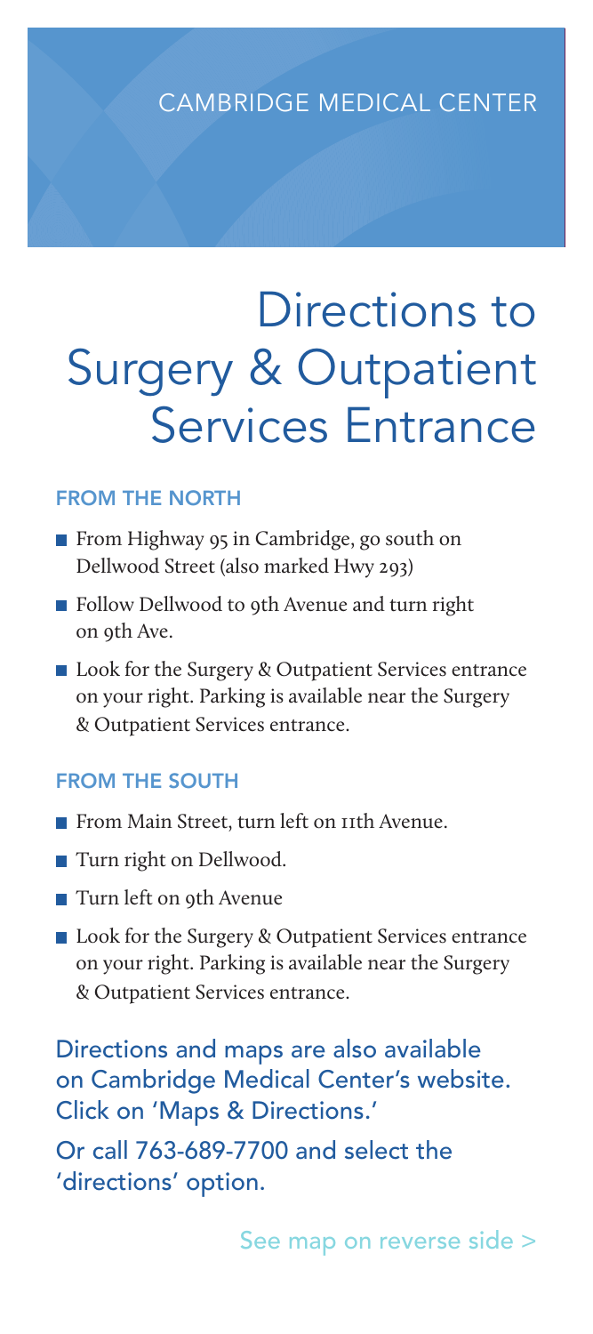CAMBRIDGE MEDICAL CENTER

# Directions to Surgery & Outpatient Services Entrance

## FROM THE NORTH

- From Highway 95 in Cambridge, go south on Dellwood Street (also marked Hwy 293)
- Follow Dellwood to 9th Avenue and turn right on 9th Ave.
- Look for the Surgery & Outpatient Services entrance on your right. Parking is available near the Surgery & Outpatient Services entrance.

## FROM THE SOUTH

- From Main Street, turn left on 11th Avenue.
- Turn right on Dellwood.
- Turn left on 9th Avenue
- Look for the Surgery & Outpatient Services entrance on your right. Parking is available near the Surgery & Outpatient Services entrance.

Directions and maps are also available on Cambridge Medical Center's website. Click on 'Maps & Directions.'

Or call 763-689-7700 and select the 'directions' option.

See map on reverse side >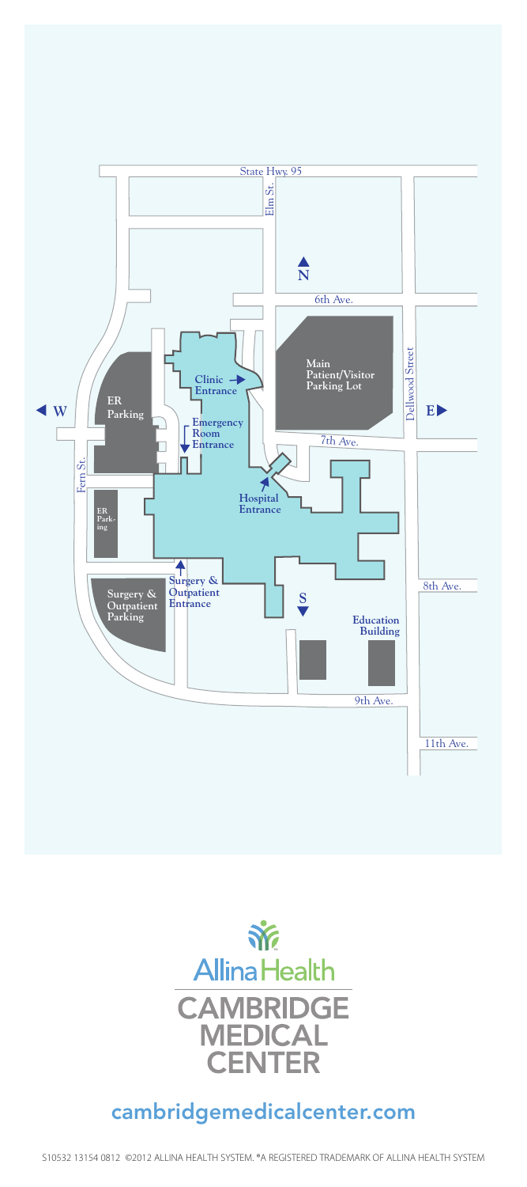State Hwy. 95

Elm St.

N

6th Ave.

Main Patient/Visitor Parking Lot

Dellwood Street

Clinic Entrance

ER Parking

W

E

Emergency Room Entrance

7th Ave.

Fern St.

Hospital Entrance

ER Parking

Surgery & Outpatient Entrance

8th Ave.

Surgery & Outpatient Parking

S

Education Building

9th Ave.

11th Ave.

Allina Health

CAMBRIDGE MEDICAL CENTER

cambridgemedicalcenter.com

S10532 13154 0812 ©2012 ALLINA HEALTH SYSTEM. ®A REGISTERED TRADEMARK OF ALLINA HEALTH SYSTEM